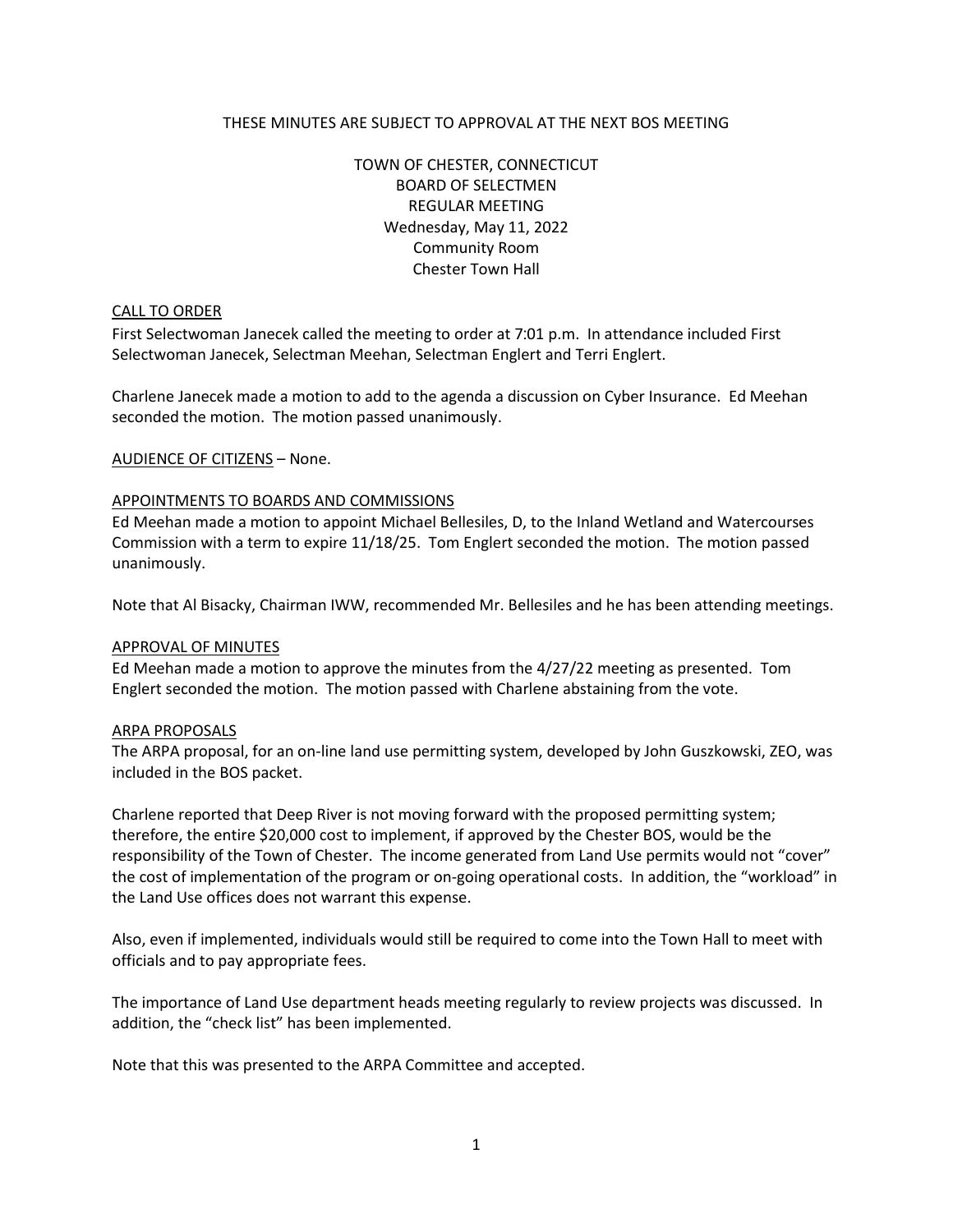THESE MINUTES ARE SUBJECT TO APPROVAL AT THE NEXT BOS MEETING

TOWN OF CHESTER, CONNECTICUT
BOARD OF SELECTMEN
REGULAR MEETING
Wednesday, May 11, 2022
Community Room
Chester Town Hall

## CALL TO ORDER

First Selectwoman Janecek called the meeting to order at 7:01 p.m. In attendance included First Selectwoman Janecek, Selectman Meehan, Selectman Englert and Terri Englert.

Charlene Janecek made a motion to add to the agenda a discussion on Cyber Insurance. Ed Meehan seconded the motion. The motion passed unanimously.

## AUDIENCE OF CITIZENS – None.

## APPOINTMENTS TO BOARDS AND COMMISSIONS

Ed Meehan made a motion to appoint Michael Bellesiles, D, to the Inland Wetland and Watercourses Commission with a term to expire 11/18/25. Tom Englert seconded the motion. The motion passed unanimously.

Note that Al Bisacky, Chairman IWW, recommended Mr. Bellesiles and he has been attending meetings.

## APPROVAL OF MINUTES

Ed Meehan made a motion to approve the minutes from the 4/27/22 meeting as presented. Tom Englert seconded the motion. The motion passed with Charlene abstaining from the vote.

## ARPA PROPOSALS

The ARPA proposal, for an on-line land use permitting system, developed by John Guszkowski, ZEO, was included in the BOS packet.

Charlene reported that Deep River is not moving forward with the proposed permitting system; therefore, the entire $20,000 cost to implement, if approved by the Chester BOS, would be the responsibility of the Town of Chester. The income generated from Land Use permits would not "cover" the cost of implementation of the program or on-going operational costs. In addition, the "workload" in the Land Use offices does not warrant this expense.

Also, even if implemented, individuals would still be required to come into the Town Hall to meet with officials and to pay appropriate fees.

The importance of Land Use department heads meeting regularly to review projects was discussed. In addition, the "check list" has been implemented.

Note that this was presented to the ARPA Committee and accepted.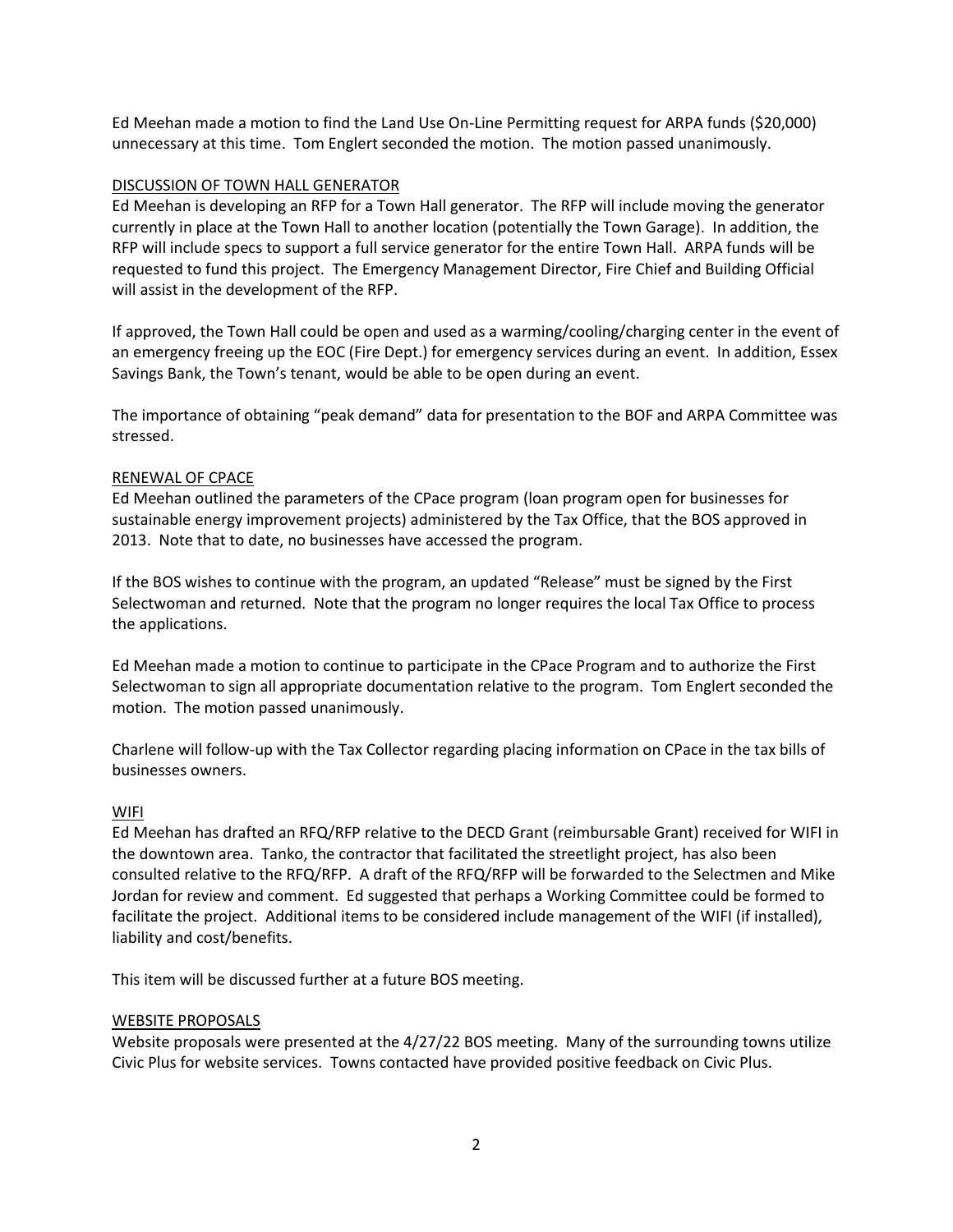Ed Meehan made a motion to find the Land Use On-Line Permitting request for ARPA funds ($20,000) unnecessary at this time. Tom Englert seconded the motion. The motion passed unanimously.

DISCUSSION OF TOWN HALL GENERATOR

Ed Meehan is developing an RFP for a Town Hall generator. The RFP will include moving the generator currently in place at the Town Hall to another location (potentially the Town Garage). In addition, the RFP will include specs to support a full service generator for the entire Town Hall. ARPA funds will be requested to fund this project. The Emergency Management Director, Fire Chief and Building Official will assist in the development of the RFP.

If approved, the Town Hall could be open and used as a warming/cooling/charging center in the event of an emergency freeing up the EOC (Fire Dept.) for emergency services during an event. In addition, Essex Savings Bank, the Town's tenant, would be able to be open during an event.

The importance of obtaining "peak demand" data for presentation to the BOF and ARPA Committee was stressed.

RENEWAL OF CPACE

Ed Meehan outlined the parameters of the CPace program (loan program open for businesses for sustainable energy improvement projects) administered by the Tax Office, that the BOS approved in 2013. Note that to date, no businesses have accessed the program.

If the BOS wishes to continue with the program, an updated "Release" must be signed by the First Selectwoman and returned. Note that the program no longer requires the local Tax Office to process the applications.

Ed Meehan made a motion to continue to participate in the CPace Program and to authorize the First Selectwoman to sign all appropriate documentation relative to the program. Tom Englert seconded the motion. The motion passed unanimously.

Charlene will follow-up with the Tax Collector regarding placing information on CPace in the tax bills of businesses owners.

WIFI

Ed Meehan has drafted an RFQ/RFP relative to the DECD Grant (reimbursable Grant) received for WIFI in the downtown area. Tanko, the contractor that facilitated the streetlight project, has also been consulted relative to the RFQ/RFP. A draft of the RFQ/RFP will be forwarded to the Selectmen and Mike Jordan for review and comment. Ed suggested that perhaps a Working Committee could be formed to facilitate the project. Additional items to be considered include management of the WIFI (if installed), liability and cost/benefits.

This item will be discussed further at a future BOS meeting.

WEBSITE PROPOSALS

Website proposals were presented at the 4/27/22 BOS meeting. Many of the surrounding towns utilize Civic Plus for website services. Towns contacted have provided positive feedback on Civic Plus.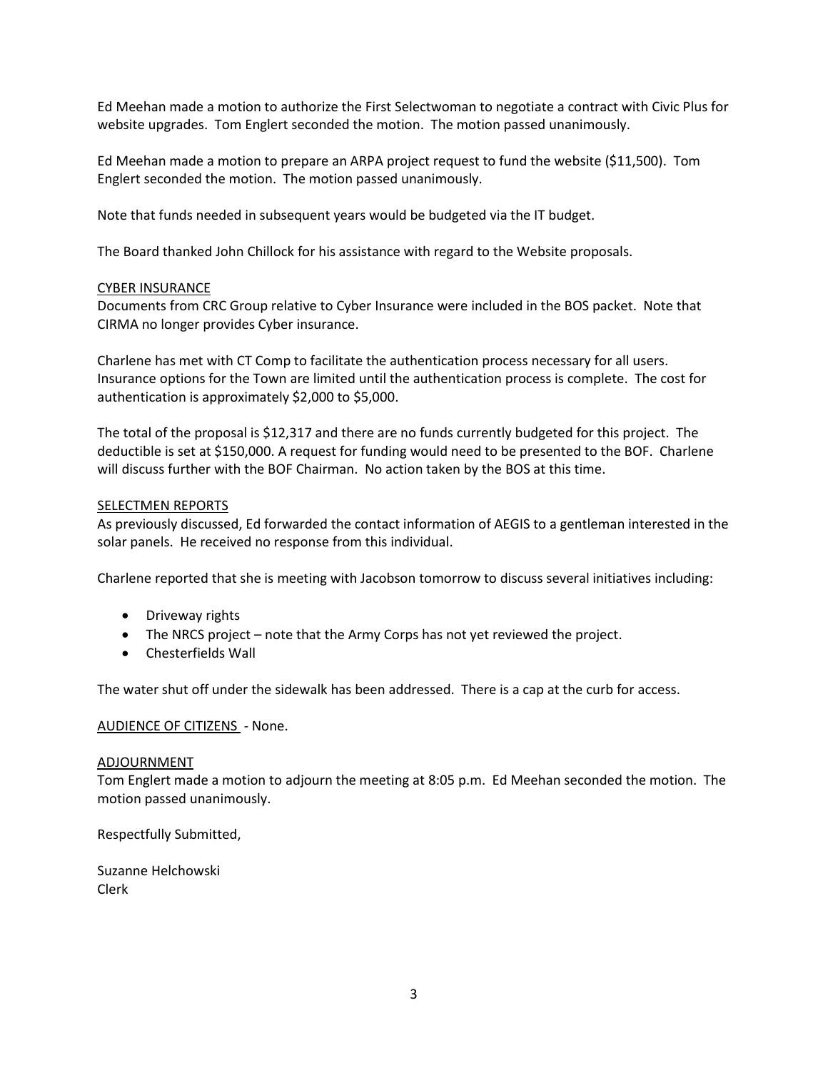Ed Meehan made a motion to authorize the First Selectwoman to negotiate a contract with Civic Plus for website upgrades. Tom Englert seconded the motion. The motion passed unanimously.

Ed Meehan made a motion to prepare an ARPA project request to fund the website ($11,500). Tom Englert seconded the motion. The motion passed unanimously.

Note that funds needed in subsequent years would be budgeted via the IT budget.

The Board thanked John Chillock for his assistance with regard to the Website proposals.

<u>CYBER INSURANCE</u>

Documents from CRC Group relative to Cyber Insurance were included in the BOS packet. Note that CIRMA no longer provides Cyber insurance.

Charlene has met with CT Comp to facilitate the authentication process necessary for all users. Insurance options for the Town are limited until the authentication process is complete. The cost for authentication is approximately $2,000 to $5,000.

The total of the proposal is $12,317 and there are no funds currently budgeted for this project. The deductible is set at $150,000. A request for funding would need to be presented to the BOF. Charlene will discuss further with the BOF Chairman. No action taken by the BOS at this time.

<u>SELECTMEN REPORTS</u>

As previously discussed, Ed forwarded the contact information of AEGIS to a gentleman interested in the solar panels. He received no response from this individual.

Charlene reported that she is meeting with Jacobson tomorrow to discuss several initiatives including:

- Driveway rights
- The NRCS project – note that the Army Corps has not yet reviewed the project.
- Chesterfields Wall

The water shut off under the sidewalk has been addressed. There is a cap at the curb for access.

<u>AUDIENCE OF CITIZENS</u> - None.

<u>ADJOURNMENT</u>

Tom Englert made a motion to adjourn the meeting at 8:05 p.m. Ed Meehan seconded the motion. The motion passed unanimously.

Respectfully Submitted,

Suzanne Helchowski
Clerk